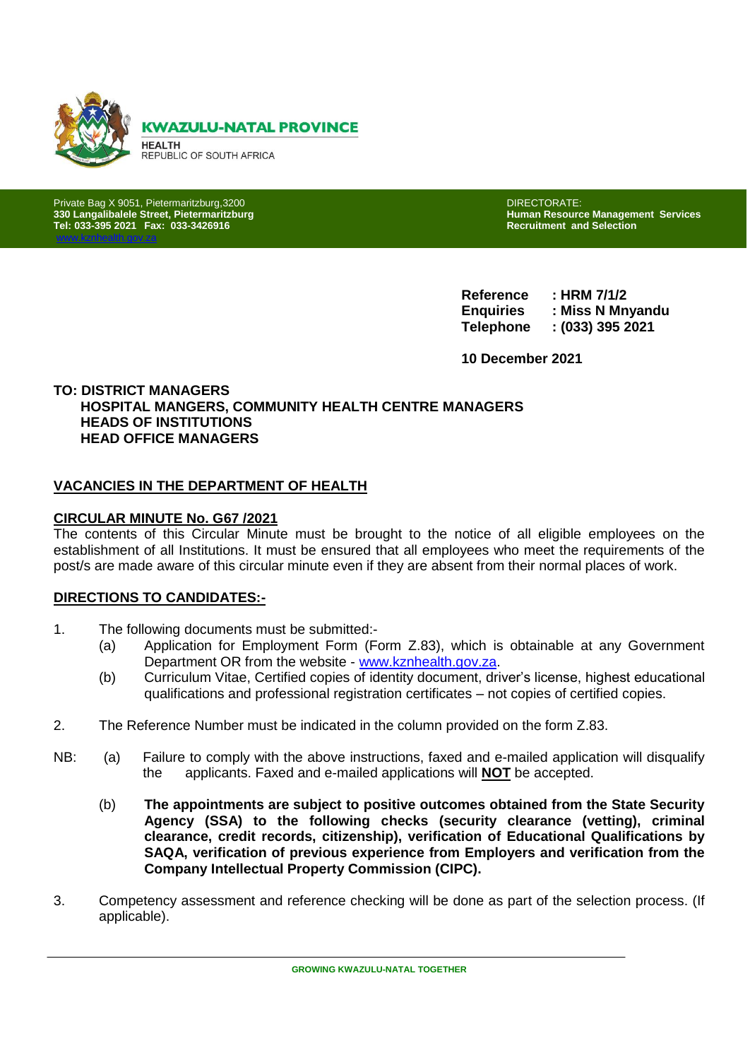**KWAZULU-NATAL PROVINCE**

**HEALTH**
REPUBLIC OF SOUTH AFRICA

Private Bag X 9051, Pietermaritzburg,3200
**330 Langalibalele Street, Pietermaritzburg**
**Tel: 033-395 2021 Fax: 033-3426916**
www.kznhealth.gov.za

DIRECTORATE:
**Human Resource Management Services**
**Recruitment and Selection**

**Reference : HRM 7/1/2**
**Enquiries : Miss N Mnyandu**
**Telephone : (033) 395 2021**

**10 December 2021**

**TO: DISTRICT MANAGERS**
**HOSPITAL MANGERS, COMMUNITY HEALTH CENTRE MANAGERS**
**HEADS OF INSTITUTIONS**
**HEAD OFFICE MANAGERS**

**VACANCIES IN THE DEPARTMENT OF HEALTH**

**CIRCULAR MINUTE No. G67 /2021**

The contents of this Circular Minute must be brought to the notice of all eligible employees on the establishment of all Institutions. It must be ensured that all employees who meet the requirements of the post/s are made aware of this circular minute even if they are absent from their normal places of work.

**DIRECTIONS TO CANDIDATES:-**

1. The following documents must be submitted:-
   - (a) Application for Employment Form (Form Z.83), which is obtainable at any Government Department OR from the website - www.kznhealth.gov.za.
   - (b) Curriculum Vitae, Certified copies of identity document, driver's license, highest educational qualifications and professional registration certificates – not copies of certified copies.

2. The Reference Number must be indicated in the column provided on the form Z.83.

NB:
- (a) Failure to comply with the above instructions, faxed and e-mailed application will disqualify the applicants. Faxed and e-mailed applications will **NOT** be accepted.
- (b) **The appointments are subject to positive outcomes obtained from the State Security Agency (SSA) to the following checks (security clearance (vetting), criminal clearance, credit records, citizenship), verification of Educational Qualifications by SAQA, verification of previous experience from Employers and verification from the Company Intellectual Property Commission (CIPC).**

3. Competency assessment and reference checking will be done as part of the selection process. (If applicable).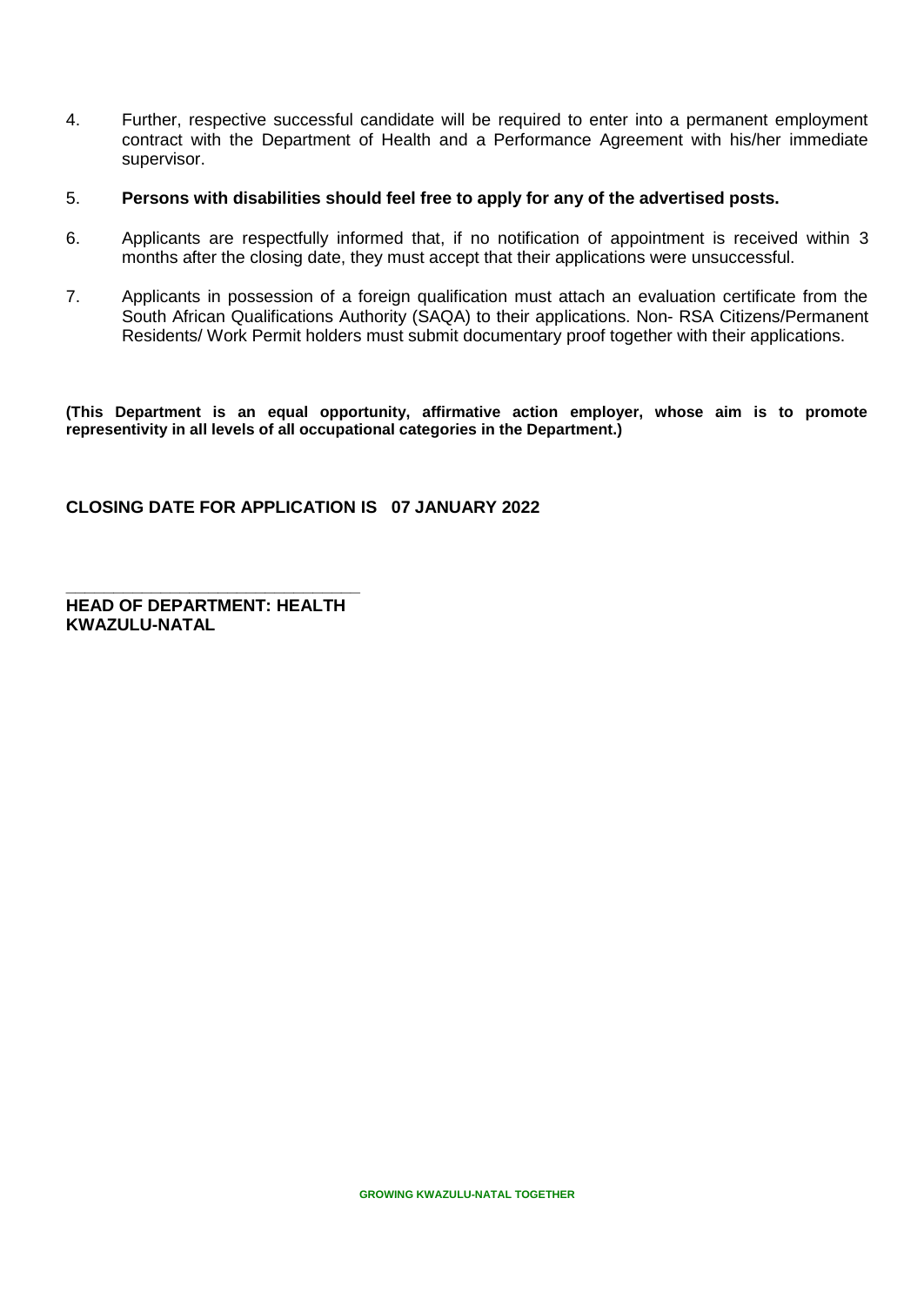4. Further, respective successful candidate will be required to enter into a permanent employment contract with the Department of Health and a Performance Agreement with his/her immediate supervisor.

5. **Persons with disabilities should feel free to apply for any of the advertised posts.**

6. Applicants are respectfully informed that, if no notification of appointment is received within 3 months after the closing date, they must accept that their applications were unsuccessful.

7. Applicants in possession of a foreign qualification must attach an evaluation certificate from the South African Qualifications Authority (SAQA) to their applications. Non- RSA Citizens/Permanent Residents/ Work Permit holders must submit documentary proof together with their applications.

**(This Department is an equal opportunity, affirmative action employer, whose aim is to promote representivity in all levels of all occupational categories in the Department.)**

**CLOSING DATE FOR APPLICATION IS 07 JANUARY 2022**

\_\_\_\_\_\_\_\_\_\_\_\_\_\_\_\_\_\_\_\_\_\_\_\_\_\_\_\_\_\_\_\_

**HEAD OF DEPARTMENT: HEALTH**
**KWAZULU-NATAL**

**GROWING KWAZULU-NATAL TOGETHER**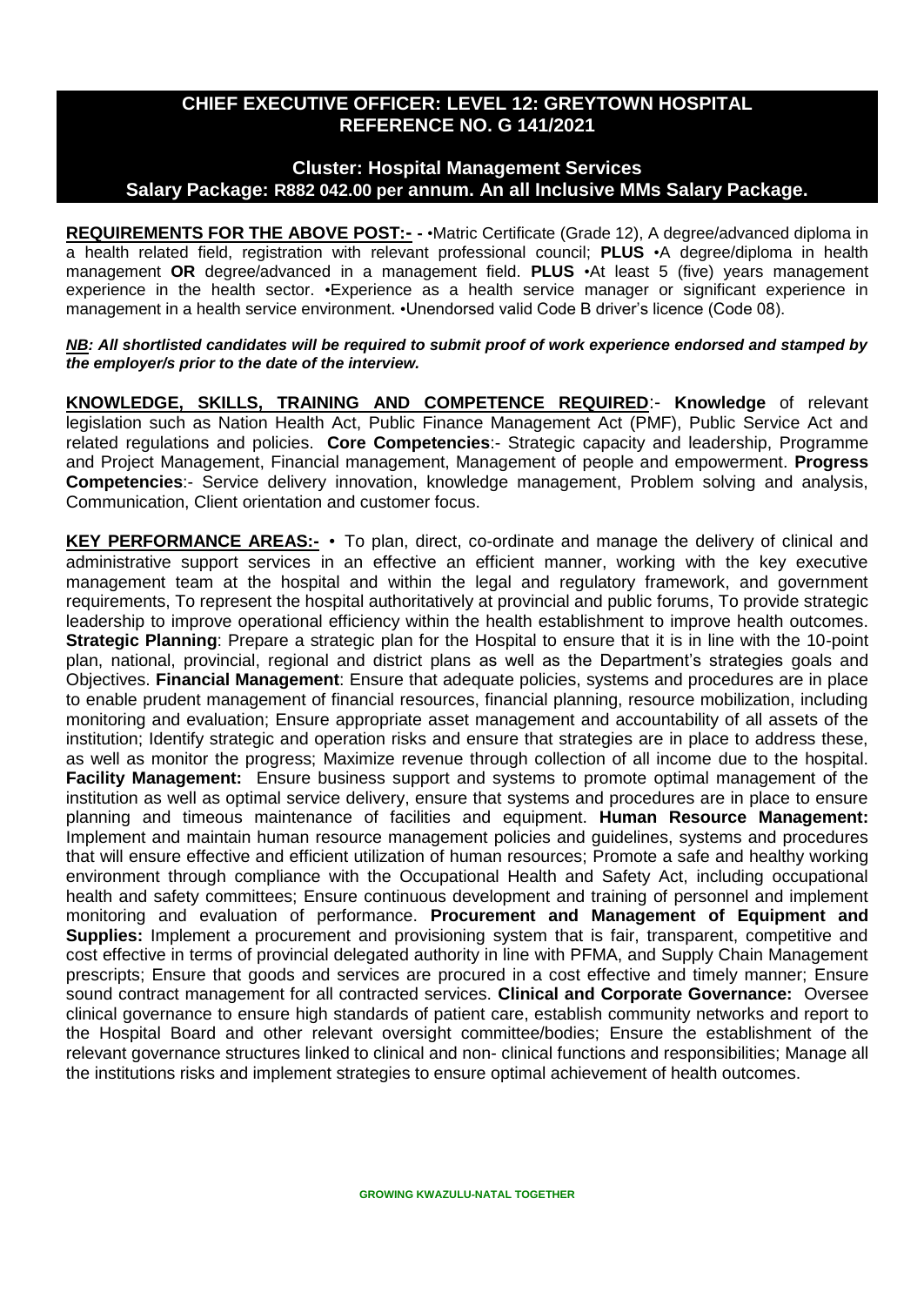## CHIEF EXECUTIVE OFFICER: LEVEL 12: GREYTOWN HOSPITAL REFERENCE NO. G 141/2021

### Cluster: Hospital Management Services
### Salary Package: R882 042.00 per annum. An all Inclusive MMs Salary Package.

**REQUIREMENTS FOR THE ABOVE POST:- -** •Matric Certificate (Grade 12), A degree/advanced diploma in a health related field, registration with relevant professional council; **PLUS** •A degree/diploma in health management **OR** degree/advanced in a management field. **PLUS** •At least 5 (five) years management experience in the health sector. •Experience as a health service manager or significant experience in management in a health service environment. •Unendorsed valid Code B driver's licence (Code 08).

***NB: All shortlisted candidates will be required to submit proof of work experience endorsed and stamped by the employer/s prior to the date of the interview.***

**KNOWLEDGE, SKILLS, TRAINING AND COMPETENCE REQUIRED**:- **Knowledge** of relevant legislation such as Nation Health Act, Public Finance Management Act (PMF), Public Service Act and related regulations and policies. **Core Competencies**:- Strategic capacity and leadership, Programme and Project Management, Financial management, Management of people and empowerment. **Progress Competencies**:- Service delivery innovation, knowledge management, Problem solving and analysis, Communication, Client orientation and customer focus.

**KEY PERFORMANCE AREAS:-** • To plan, direct, co-ordinate and manage the delivery of clinical and administrative support services in an effective an efficient manner, working with the key executive management team at the hospital and within the legal and regulatory framework, and government requirements, To represent the hospital authoritatively at provincial and public forums, To provide strategic leadership to improve operational efficiency within the health establishment to improve health outcomes. **Strategic Planning**: Prepare a strategic plan for the Hospital to ensure that it is in line with the 10-point plan, national, provincial, regional and district plans as well as the Department's strategies goals and Objectives. **Financial Management**: Ensure that adequate policies, systems and procedures are in place to enable prudent management of financial resources, financial planning, resource mobilization, including monitoring and evaluation; Ensure appropriate asset management and accountability of all assets of the institution; Identify strategic and operation risks and ensure that strategies are in place to address these, as well as monitor the progress; Maximize revenue through collection of all income due to the hospital. **Facility Management:** Ensure business support and systems to promote optimal management of the institution as well as optimal service delivery, ensure that systems and procedures are in place to ensure planning and timeous maintenance of facilities and equipment. **Human Resource Management:** Implement and maintain human resource management policies and guidelines, systems and procedures that will ensure effective and efficient utilization of human resources; Promote a safe and healthy working environment through compliance with the Occupational Health and Safety Act, including occupational health and safety committees; Ensure continuous development and training of personnel and implement monitoring and evaluation of performance. **Procurement and Management of Equipment and Supplies:** Implement a procurement and provisioning system that is fair, transparent, competitive and cost effective in terms of provincial delegated authority in line with PFMA, and Supply Chain Management prescripts; Ensure that goods and services are procured in a cost effective and timely manner; Ensure sound contract management for all contracted services. **Clinical and Corporate Governance:** Oversee clinical governance to ensure high standards of patient care, establish community networks and report to the Hospital Board and other relevant oversight committee/bodies; Ensure the establishment of the relevant governance structures linked to clinical and non- clinical functions and responsibilities; Manage all the institutions risks and implement strategies to ensure optimal achievement of health outcomes.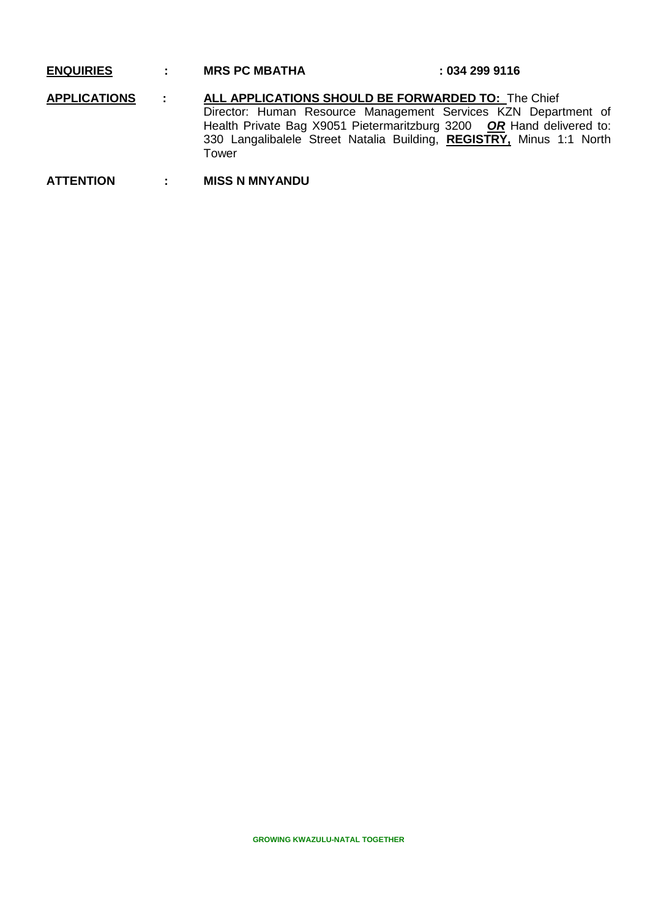**ENQUIRIES** : **MRS PC MBATHA** : **034 299 9116**

**APPLICATIONS** : **ALL APPLICATIONS SHOULD BE FORWARDED TO:** The Chief Director: Human Resource Management Services KZN Department of Health Private Bag X9051 Pietermaritzburg 3200 ***OR*** Hand delivered to: 330 Langalibalele Street Natalia Building, **REGISTRY,** Minus 1:1 North Tower

**ATTENTION** : **MISS N MNYANDU**

**GROWING KWAZULU-NATAL TOGETHER**